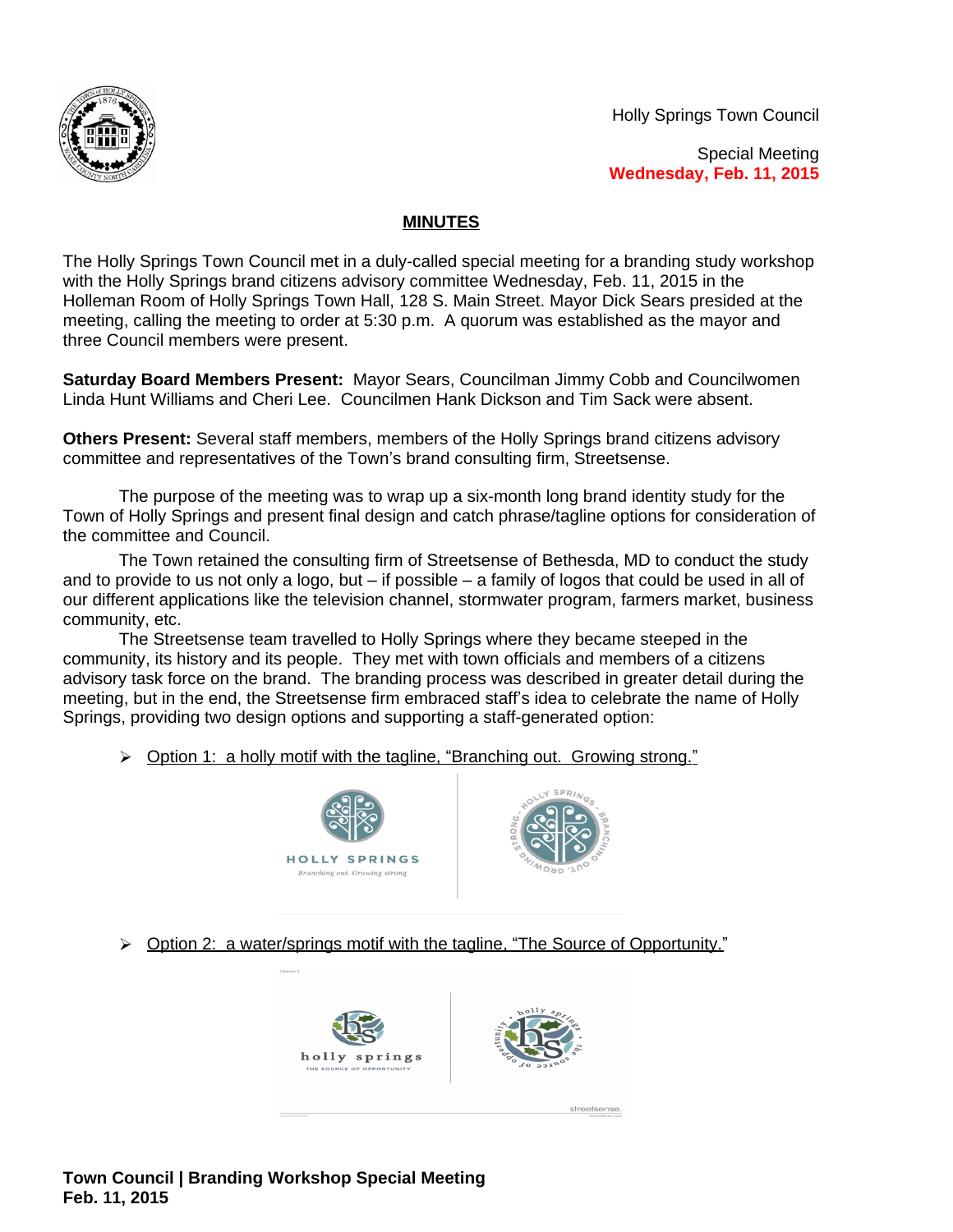Holly Springs Town Council

Special Meeting
**Wednesday, Feb. 11, 2015**

## MINUTES

The Holly Springs Town Council met in a duly-called special meeting for a branding study workshop with the Holly Springs brand citizens advisory committee Wednesday, Feb. 11, 2015 in the Holleman Room of Holly Springs Town Hall, 128 S. Main Street. Mayor Dick Sears presided at the meeting, calling the meeting to order at 5:30 p.m. A quorum was established as the mayor and three Council members were present.

**Saturday Board Members Present:** Mayor Sears, Councilman Jimmy Cobb and Councilwomen Linda Hunt Williams and Cheri Lee. Councilmen Hank Dickson and Tim Sack were absent.

**Others Present:** Several staff members, members of the Holly Springs brand citizens advisory committee and representatives of the Town's brand consulting firm, Streetsense.

The purpose of the meeting was to wrap up a six-month long brand identity study for the Town of Holly Springs and present final design and catch phrase/tagline options for consideration of the committee and Council.

The Town retained the consulting firm of Streetsense of Bethesda, MD to conduct the study and to provide to us not only a logo, but – if possible – a family of logos that could be used in all of our different applications like the television channel, stormwater program, farmers market, business community, etc.

The Streetsense team travelled to Holly Springs where they became steeped in the community, its history and its people. They met with town officials and members of a citizens advisory task force on the brand. The branding process was described in greater detail during the meeting, but in the end, the Streetsense firm embraced staff's idea to celebrate the name of Holly Springs, providing two design options and supporting a staff-generated option:

- Option 1: a holly motif with the tagline, "Branching out. Growing strong."

HOLLY SPRINGS
Branching out. Growing strong.

HOLLY SPRINGS · BRANCHING OUT. GROWING STRONG ·

- Option 2: a water/springs motif with the tagline, "The Source of Opportunity."

holly springs
THE SOURCE OF OPPORTUNITY

holly springs · the source of opportunity ·

streetsense.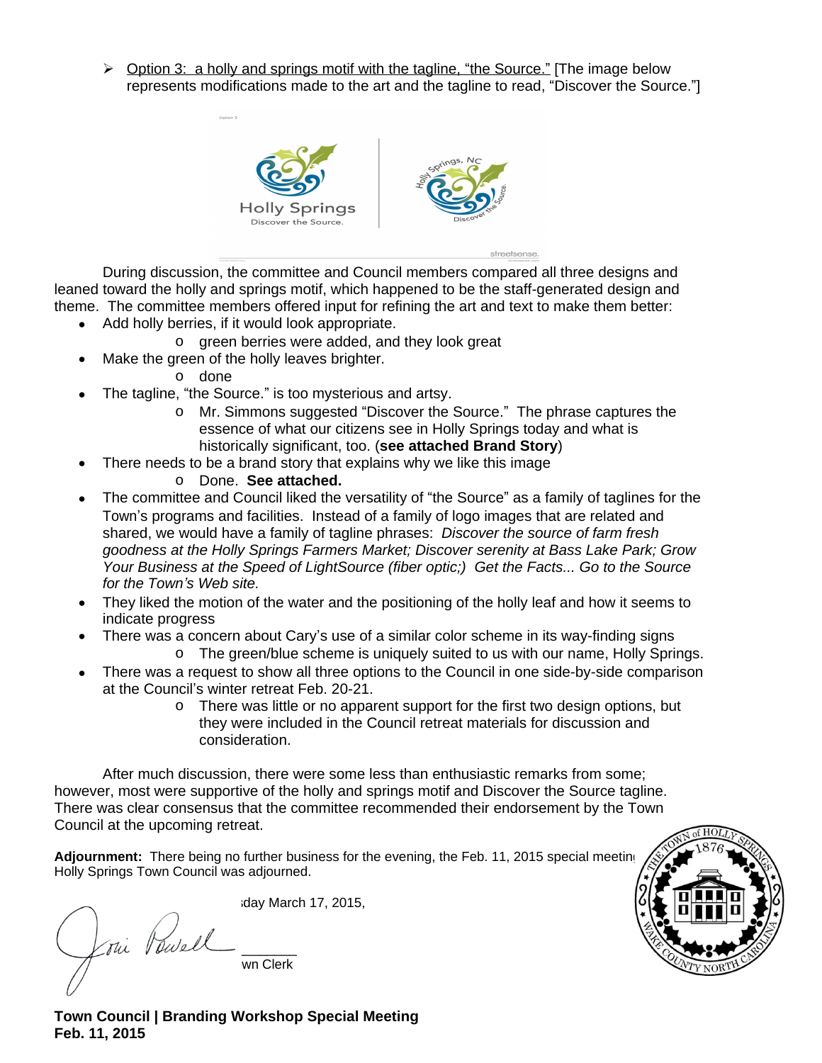- Option 3: a holly and springs motif with the tagline, "the Source." [The image below represents modifications made to the art and the tagline to read, "Discover the Source."]

During discussion, the committee and Council members compared all three designs and leaned toward the holly and springs motif, which happened to be the staff-generated design and theme. The committee members offered input for refining the art and text to make them better:

- Add holly berries, if it would look appropriate.
  - green berries were added, and they look great
- Make the green of the holly leaves brighter.
  - done
- The tagline, "the Source." is too mysterious and artsy.
  - Mr. Simmons suggested "Discover the Source." The phrase captures the essence of what our citizens see in Holly Springs today and what is historically significant, too. (**see attached Brand Story**)
- There needs to be a brand story that explains why we like this image
  - Done. **See attached.**
- The committee and Council liked the versatility of "the Source" as a family of taglines for the Town's programs and facilities. Instead of a family of logo images that are related and shared, we would have a family of tagline phrases: *Discover the source of farm fresh goodness at the Holly Springs Farmers Market; Discover serenity at Bass Lake Park; Grow Your Business at the Speed of LightSource (fiber optic;) Get the Facts... Go to the Source for the Town's Web site.*
- They liked the motion of the water and the positioning of the holly leaf and how it seems to indicate progress
- There was a concern about Cary's use of a similar color scheme in its way-finding signs
  - The green/blue scheme is uniquely suited to us with our name, Holly Springs.
- There was a request to show all three options to the Council in one side-by-side comparison at the Council's winter retreat Feb. 20-21.
  - There was little or no apparent support for the first two design options, but they were included in the Council retreat materials for discussion and consideration.

After much discussion, there were some less than enthusiastic remarks from some; however, most were supportive of the holly and springs motif and Discover the Source tagline. There was clear consensus that the committee recommended their endorsement by the Town Council at the upcoming retreat.

**Adjournment:** There being no further business for the evening, the Feb. 11, 2015 special meetin Holly Springs Town Council was adjourned.

sday March 17, 2015,

_______
wn Clerk

**Town Council | Branding Workshop Special Meeting**
**Feb. 11, 2015**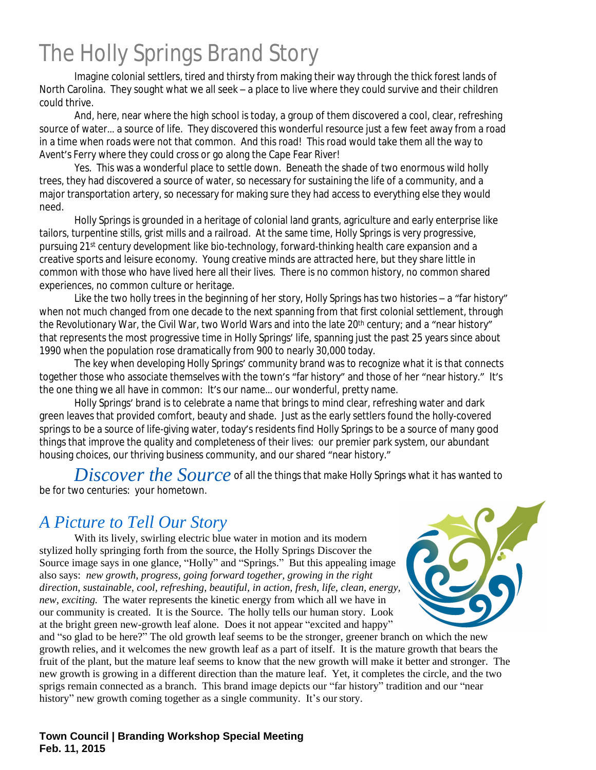# The Holly Springs Brand Story

Imagine colonial settlers, tired and thirsty from making their way through the thick forest lands of North Carolina. They sought what we all seek – a place to live where they could survive and their children could thrive.

And, here, near where the high school is today, a group of them discovered a cool, clear, refreshing source of water… a source of life. They discovered this wonderful resource just a few feet away from a road in a time when roads were not that common. And this road! This road would take them all the way to Avent's Ferry where they could cross or go along the Cape Fear River!

Yes. This was a wonderful place to settle down. Beneath the shade of two enormous wild holly trees, they had discovered a source of water, so necessary for sustaining the life of a community, and a major transportation artery, so necessary for making sure they had access to everything else they would need.

Holly Springs is grounded in a heritage of colonial land grants, agriculture and early enterprise like tailors, turpentine stills, grist mills and a railroad. At the same time, Holly Springs is very progressive, pursuing 21st century development like bio-technology, forward-thinking health care expansion and a creative sports and leisure economy. Young creative minds are attracted here, but they share little in common with those who have lived here all their lives. There is no common history, no common shared experiences, no common culture or heritage.

Like the two holly trees in the beginning of her story, Holly Springs has two histories – a "far history" when not much changed from one decade to the next spanning from that first colonial settlement, through the Revolutionary War, the Civil War, two World Wars and into the late 20th century; and a "near history" that represents the most progressive time in Holly Springs' life, spanning just the past 25 years since about 1990 when the population rose dramatically from 900 to nearly 30,000 today.

The key when developing Holly Springs' community brand was to recognize what it is that connects together those who associate themselves with the town's "far history" and those of her "near history." It's the one thing we all have in common: It's our name… our wonderful, pretty name.

Holly Springs' brand is to celebrate a name that brings to mind clear, refreshing water and dark green leaves that provided comfort, beauty and shade. Just as the early settlers found the holly-covered springs to be a source of life-giving water, today's residents find Holly Springs to be a source of many good things that improve the quality and completeness of their lives: our premier park system, our abundant housing choices, our thriving business community, and our shared "near history."

*Discover the Source* of all the things that make Holly Springs what it has wanted to be for two centuries: your hometown.

## *A Picture to Tell Our Story*

With its lively, swirling electric blue water in motion and its modern stylized holly springing forth from the source, the Holly Springs Discover the Source image says in one glance, "Holly" and "Springs." But this appealing image also says: *new growth, progress, going forward together, growing in the right direction, sustainable, cool, refreshing, beautiful, in action, fresh, life, clean, energy, new, exciting.* The water represents the kinetic energy from which all we have in our community is created. It is the Source. The holly tells our human story. Look at the bright green new-growth leaf alone. Does it not appear "excited and happy" and "so glad to be here?" The old growth leaf seems to be the stronger, greener branch on which the new growth relies, and it welcomes the new growth leaf as a part of itself. It is the mature growth that bears the fruit of the plant, but the mature leaf seems to know that the new growth will make it better and stronger. The new growth is growing in a different direction than the mature leaf. Yet, it completes the circle, and the two sprigs remain connected as a branch. This brand image depicts our "far history" tradition and our "near history" new growth coming together as a single community. It's our story.

**Town Council | Branding Workshop Special Meeting**
**Feb. 11, 2015**